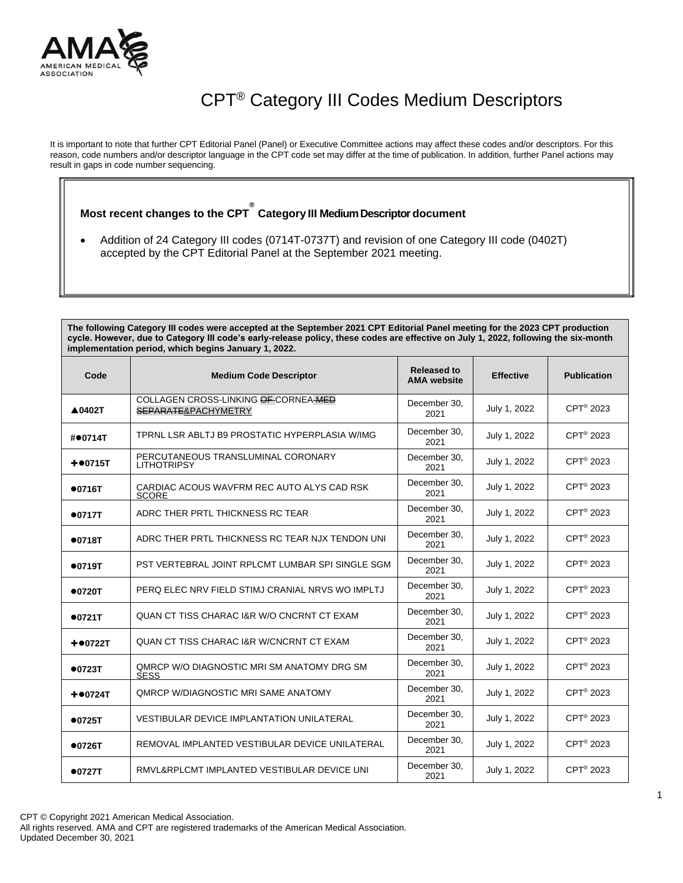# CPT® Category III Codes Medium Descriptors

It is important to note that further CPT Editorial Panel (Panel) or Executive Committee actions may affect these codes and/or descriptors. For this reason, code numbers and/or descriptor language in the CPT code set may differ at the time of publication. In addition, further Panel actions may result in gaps in code number sequencing.

**Most recent changes to the CPT® Category III Medium Descriptor document**

- Addition of 24 Category III codes (0714T-0737T) and revision of one Category III code (0402T) accepted by the CPT Editorial Panel at the September 2021 meeting.

**The following Category III codes were accepted at the September 2021 CPT Editorial Panel meeting for the 2023 CPT production cycle. However, due to Category III code's early-release policy, these codes are effective on July 1, 2022, following the six-month implementation period, which begins January 1, 2022.**

| Code | Medium Code Descriptor | Released to AMA website | Effective | Publication |
|---|---|---|---|---|
| ▲0402T | COLLAGEN CROSS-LINKING ~~OF~~ CORNEA ~~MED SEPARATE~~&PACHYMETRY | December 30, 2021 | July 1, 2022 | CPT® 2023 |
| #●0714T | TPRNL LSR ABLTJ B9 PROSTATIC HYPERPLASIA W/IMG | December 30, 2021 | July 1, 2022 | CPT® 2023 |
| +●0715T | PERCUTANEOUS TRANSLUMINAL CORONARY LITHOTRIPSY | December 30, 2021 | July 1, 2022 | CPT® 2023 |
| ●0716T | CARDIAC ACOUS WAVFRM REC AUTO ALYS CAD RSK SCORE | December 30, 2021 | July 1, 2022 | CPT® 2023 |
| ●0717T | ADRC THER PRTL THICKNESS RC TEAR | December 30, 2021 | July 1, 2022 | CPT® 2023 |
| ●0718T | ADRC THER PRTL THICKNESS RC TEAR NJX TENDON UNI | December 30, 2021 | July 1, 2022 | CPT® 2023 |
| ●0719T | PST VERTEBRAL JOINT RPLCMT LUMBAR SPI SINGLE SGM | December 30, 2021 | July 1, 2022 | CPT® 2023 |
| ●0720T | PERQ ELEC NRV FIELD STIMJ CRANIAL NRVS WO IMPLTJ | December 30, 2021 | July 1, 2022 | CPT® 2023 |
| ●0721T | QUAN CT TISS CHARAC I&R W/O CNCRNT CT EXAM | December 30, 2021 | July 1, 2022 | CPT® 2023 |
| +●0722T | QUAN CT TISS CHARAC I&R W/CNCRNT CT EXAM | December 30, 2021 | July 1, 2022 | CPT® 2023 |
| ●0723T | QMRCP W/O DIAGNOSTIC MRI SM ANATOMY DRG SM SESS | December 30, 2021 | July 1, 2022 | CPT® 2023 |
| +●0724T | QMRCP W/DIAGNOSTIC MRI SAME ANATOMY | December 30, 2021 | July 1, 2022 | CPT® 2023 |
| ●0725T | VESTIBULAR DEVICE IMPLANTATION UNILATERAL | December 30, 2021 | July 1, 2022 | CPT® 2023 |
| ●0726T | REMOVAL IMPLANTED VESTIBULAR DEVICE UNILATERAL | December 30, 2021 | July 1, 2022 | CPT® 2023 |
| ●0727T | RMVL&RPLCMT IMPLANTED VESTIBULAR DEVICE UNI | December 30, 2021 | July 1, 2022 | CPT® 2023 |

CPT © Copyright 2021 American Medical Association.
All rights reserved. AMA and CPT are registered trademarks of the American Medical Association.
Updated December 30, 2021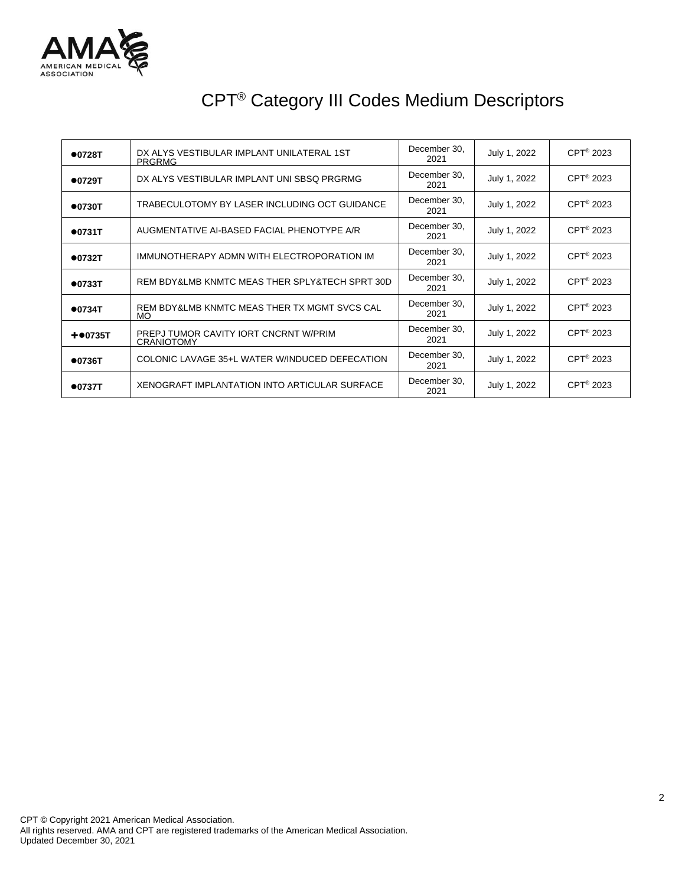# CPT® Category III Codes Medium Descriptors

| | | | | |
|---|---|---|---|---|
| ●0728T | DX ALYS VESTIBULAR IMPLANT UNILATERAL 1ST PRGRMG | December 30, 2021 | July 1, 2022 | CPT® 2023 |
| ●0729T | DX ALYS VESTIBULAR IMPLANT UNI SBSQ PRGRMG | December 30, 2021 | July 1, 2022 | CPT® 2023 |
| ●0730T | TRABECULOTOMY BY LASER INCLUDING OCT GUIDANCE | December 30, 2021 | July 1, 2022 | CPT® 2023 |
| ●0731T | AUGMENTATIVE AI-BASED FACIAL PHENOTYPE A/R | December 30, 2021 | July 1, 2022 | CPT® 2023 |
| ●0732T | IMMUNOTHERAPY ADMN WITH ELECTROPORATION IM | December 30, 2021 | July 1, 2022 | CPT® 2023 |
| ●0733T | REM BDY&LMB KNMTC MEAS THER SPLY&TECH SPRT 30D | December 30, 2021 | July 1, 2022 | CPT® 2023 |
| ●0734T | REM BDY&LMB KNMTC MEAS THER TX MGMT SVCS CAL MO | December 30, 2021 | July 1, 2022 | CPT® 2023 |
| +●0735T | PREPJ TUMOR CAVITY IORT CNCRNT W/PRIM CRANIOTOMY | December 30, 2021 | July 1, 2022 | CPT® 2023 |
| ●0736T | COLONIC LAVAGE 35+L WATER W/INDUCED DEFECATION | December 30, 2021 | July 1, 2022 | CPT® 2023 |
| ●0737T | XENOGRAFT IMPLANTATION INTO ARTICULAR SURFACE | December 30, 2021 | July 1, 2022 | CPT® 2023 |

CPT © Copyright 2021 American Medical Association.
All rights reserved. AMA and CPT are registered trademarks of the American Medical Association.
Updated December 30, 2021